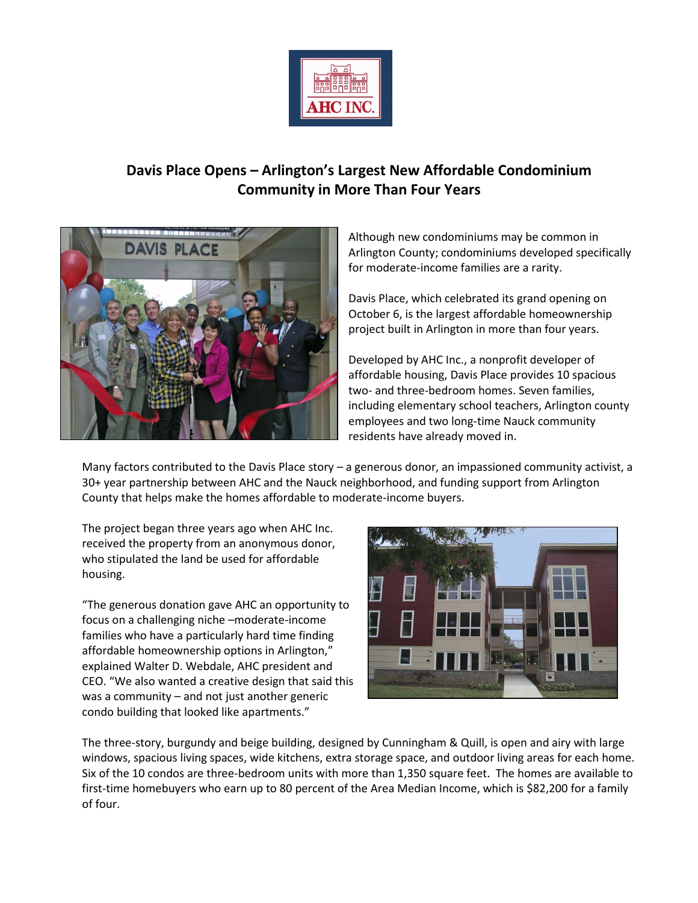# Davis Place Opens – Arlington's Largest New Affordable Condominium Community in More Than Four Years

Although new condominiums may be common in Arlington County; condominiums developed specifically for moderate-income families are a rarity.

Davis Place, which celebrated its grand opening on October 6, is the largest affordable homeownership project built in Arlington in more than four years.

Developed by AHC Inc., a nonprofit developer of affordable housing, Davis Place provides 10 spacious two- and three-bedroom homes. Seven families, including elementary school teachers, Arlington county employees and two long-time Nauck community residents have already moved in.

Many factors contributed to the Davis Place story – a generous donor, an impassioned community activist, a 30+ year partnership between AHC and the Nauck neighborhood, and funding support from Arlington County that helps make the homes affordable to moderate-income buyers.

The project began three years ago when AHC Inc. received the property from an anonymous donor, who stipulated the land be used for affordable housing.

"The generous donation gave AHC an opportunity to focus on a challenging niche –moderate-income families who have a particularly hard time finding affordable homeownership options in Arlington," explained Walter D. Webdale, AHC president and CEO. "We also wanted a creative design that said this was a community – and not just another generic condo building that looked like apartments."

The three-story, burgundy and beige building, designed by Cunningham & Quill, is open and airy with large windows, spacious living spaces, wide kitchens, extra storage space, and outdoor living areas for each home. Six of the 10 condos are three-bedroom units with more than 1,350 square feet. The homes are available to first-time homebuyers who earn up to 80 percent of the Area Median Income, which is $82,200 for a family of four.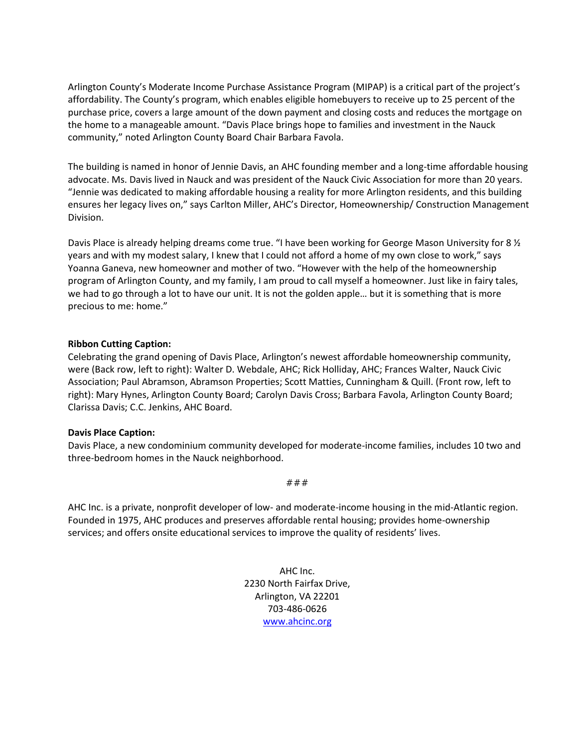Arlington County's Moderate Income Purchase Assistance Program (MIPAP) is a critical part of the project's affordability. The County's program, which enables eligible homebuyers to receive up to 25 percent of the purchase price, covers a large amount of the down payment and closing costs and reduces the mortgage on the home to a manageable amount. "Davis Place brings hope to families and investment in the Nauck community," noted Arlington County Board Chair Barbara Favola.

The building is named in honor of Jennie Davis, an AHC founding member and a long-time affordable housing advocate. Ms. Davis lived in Nauck and was president of the Nauck Civic Association for more than 20 years. "Jennie was dedicated to making affordable housing a reality for more Arlington residents, and this building ensures her legacy lives on," says Carlton Miller, AHC's Director, Homeownership/ Construction Management Division.

Davis Place is already helping dreams come true. "I have been working for George Mason University for 8 ½ years and with my modest salary, I knew that I could not afford a home of my own close to work," says Yoanna Ganeva, new homeowner and mother of two. "However with the help of the homeownership program of Arlington County, and my family, I am proud to call myself a homeowner. Just like in fairy tales, we had to go through a lot to have our unit. It is not the golden apple… but it is something that is more precious to me: home."

**Ribbon Cutting Caption:**
Celebrating the grand opening of Davis Place, Arlington's newest affordable homeownership community, were (Back row, left to right): Walter D. Webdale, AHC; Rick Holliday, AHC; Frances Walter, Nauck Civic Association; Paul Abramson, Abramson Properties; Scott Matties, Cunningham & Quill. (Front row, left to right): Mary Hynes, Arlington County Board; Carolyn Davis Cross; Barbara Favola, Arlington County Board; Clarissa Davis; C.C. Jenkins, AHC Board.

**Davis Place Caption:**
Davis Place, a new condominium community developed for moderate-income families, includes 10 two and three-bedroom homes in the Nauck neighborhood.

###

AHC Inc. is a private, nonprofit developer of low- and moderate-income housing in the mid-Atlantic region. Founded in 1975, AHC produces and preserves affordable rental housing; provides home-ownership services; and offers onsite educational services to improve the quality of residents' lives.

AHC Inc.
2230 North Fairfax Drive,
Arlington, VA 22201
703-486-0626
www.ahcinc.org